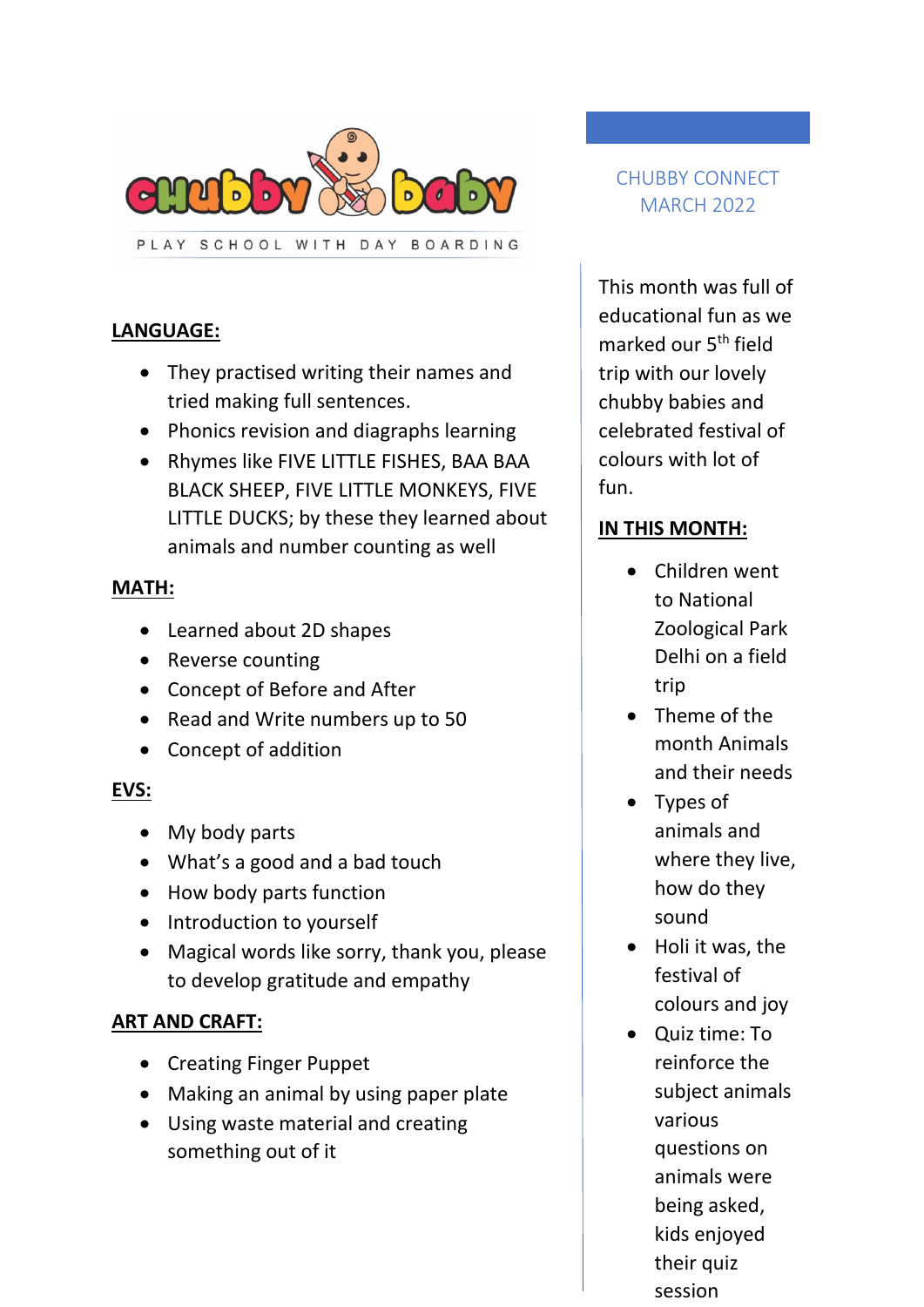chubby baby

PLAY SCHOOL WITH DAY BOARDING

CHUBBY CONNECT
MARCH 2022

This month was full of educational fun as we marked our 5th field trip with our lovely chubby babies and celebrated festival of colours with lot of fun.

**IN THIS MONTH:**

- Children went to National Zoological Park Delhi on a field trip
- Theme of the month Animals and their needs
- Types of animals and where they live, how do they sound
- Holi it was, the festival of colours and joy
- Quiz time: To reinforce the subject animals various questions on animals were being asked, kids enjoyed their quiz session

**LANGUAGE:**

- They practised writing their names and tried making full sentences.
- Phonics revision and diagraphs learning
- Rhymes like FIVE LITTLE FISHES, BAA BAA BLACK SHEEP, FIVE LITTLE MONKEYS, FIVE LITTLE DUCKS; by these they learned about animals and number counting as well

**MATH:**

- Learned about 2D shapes
- Reverse counting
- Concept of Before and After
- Read and Write numbers up to 50
- Concept of addition

**EVS:**

- My body parts
- What's a good and a bad touch
- How body parts function
- Introduction to yourself
- Magical words like sorry, thank you, please to develop gratitude and empathy

**ART AND CRAFT:**

- Creating Finger Puppet
- Making an animal by using paper plate
- Using waste material and creating something out of it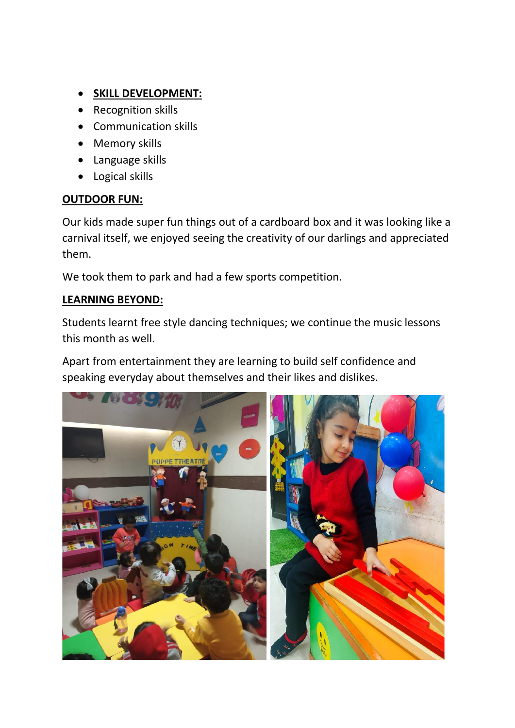- **SKILL DEVELOPMENT:**
- Recognition skills
- Communication skills
- Memory skills
- Language skills
- Logical skills

**OUTDOOR FUN:**

Our kids made super fun things out of a cardboard box and it was looking like a carnival itself, we enjoyed seeing the creativity of our darlings and appreciated them.

We took them to park and had a few sports competition.

**LEARNING BEYOND:**

Students learnt free style dancing techniques; we continue the music lessons this month as well.

Apart from entertainment they are learning to build self confidence and speaking everyday about themselves and their likes and dislikes.